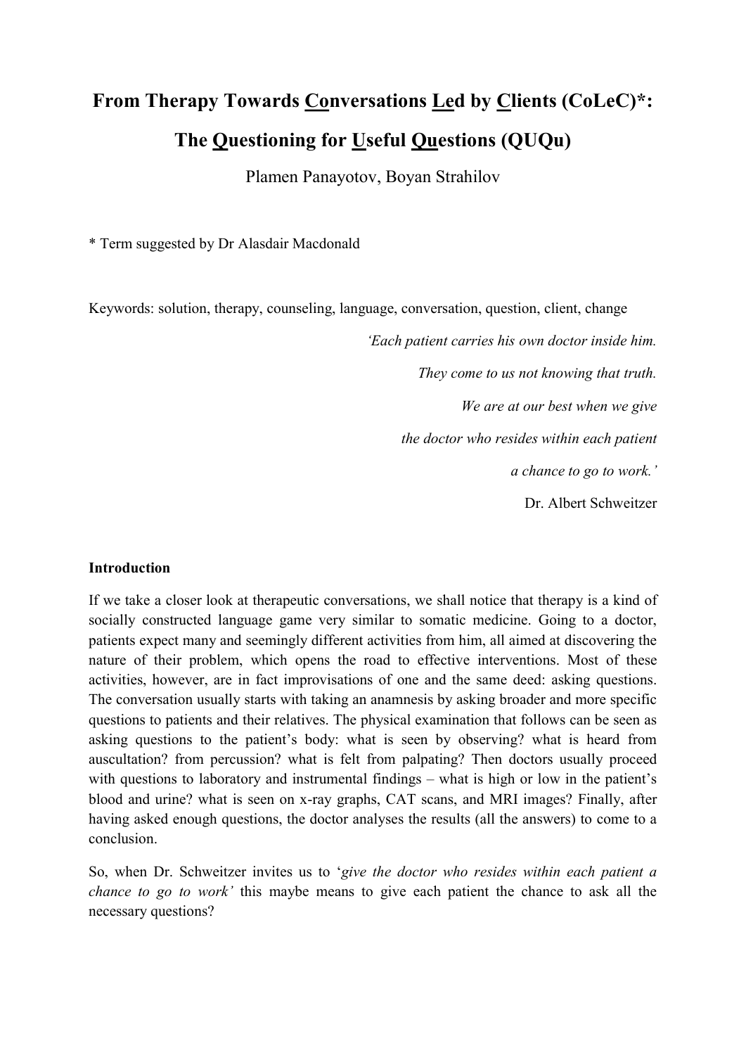# From Therapy Towards <u>Co</u>nversations <u>Le</u>d by <u>C</u>lients (CoLeC)*: The <u>Q</u>uestioning for <u>U</u>seful <u>Qu</u>estions (QUQu)

Plamen Panayotov, Boyan Strahilov

\* Term suggested by Dr Alasdair Macdonald

Keywords: solution, therapy, counseling, language, conversation, question, client, change

> *'Each patient carries his own doctor inside him.*
> *They come to us not knowing that truth.*
> *We are at our best when we give*
> *the doctor who resides within each patient*
> *a chance to go to work.'*
>
> Dr. Albert Schweitzer

**Introduction**

If we take a closer look at therapeutic conversations, we shall notice that therapy is a kind of socially constructed language game very similar to somatic medicine. Going to a doctor, patients expect many and seemingly different activities from him, all aimed at discovering the nature of their problem, which opens the road to effective interventions. Most of these activities, however, are in fact improvisations of one and the same deed: asking questions. The conversation usually starts with taking an anamnesis by asking broader and more specific questions to patients and their relatives. The physical examination that follows can be seen as asking questions to the patient's body: what is seen by observing? what is heard from auscultation? from percussion? what is felt from palpating? Then doctors usually proceed with questions to laboratory and instrumental findings – what is high or low in the patient's blood and urine? what is seen on x-ray graphs, CAT scans, and MRI images? Finally, after having asked enough questions, the doctor analyses the results (all the answers) to come to a conclusion.

So, when Dr. Schweitzer invites us to '*give the doctor who resides within each patient a chance to go to work'* this maybe means to give each patient the chance to ask all the necessary questions?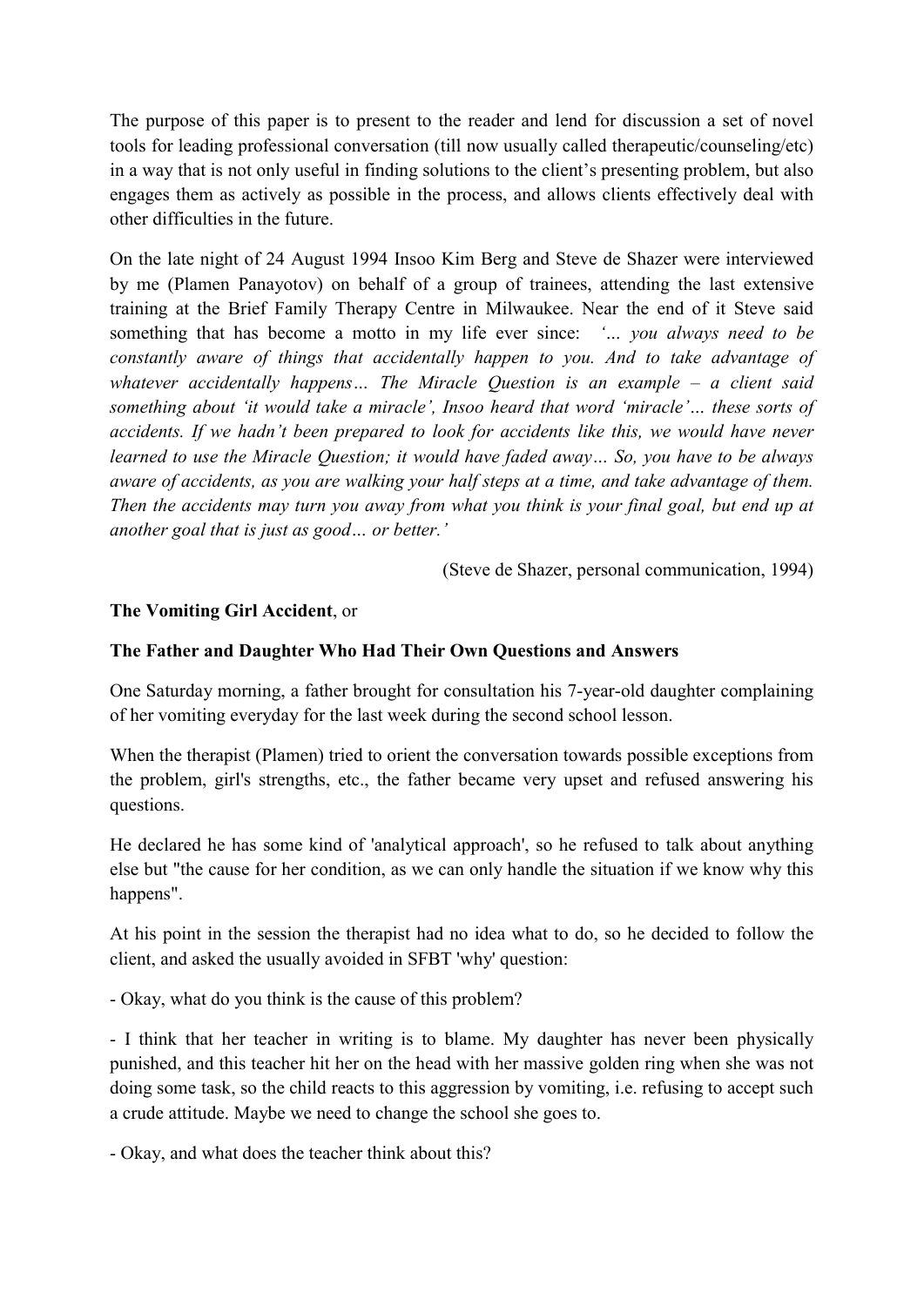The purpose of this paper is to present to the reader and lend for discussion a set of novel tools for leading professional conversation (till now usually called therapeutic/counseling/etc) in a way that is not only useful in finding solutions to the client's presenting problem, but also engages them as actively as possible in the process, and allows clients effectively deal with other difficulties in the future.

On the late night of 24 August 1994 Insoo Kim Berg and Steve de Shazer were interviewed by me (Plamen Panayotov) on behalf of a group of trainees, attending the last extensive training at the Brief Family Therapy Centre in Milwaukee. Near the end of it Steve said something that has become a motto in my life ever since: *'… you always need to be constantly aware of things that accidentally happen to you. And to take advantage of whatever accidentally happens… The Miracle Question is an example – a client said something about 'it would take a miracle', Insoo heard that word 'miracle'… these sorts of accidents. If we hadn't been prepared to look for accidents like this, we would have never learned to use the Miracle Question; it would have faded away… So, you have to be always aware of accidents, as you are walking your half steps at a time, and take advantage of them. Then the accidents may turn you away from what you think is your final goal, but end up at another goal that is just as good… or better.'*

(Steve de Shazer, personal communication, 1994)

**The Vomiting Girl Accident**, or

**The Father and Daughter Who Had Their Own Questions and Answers**

One Saturday morning, a father brought for consultation his 7-year-old daughter complaining of her vomiting everyday for the last week during the second school lesson.

When the therapist (Plamen) tried to orient the conversation towards possible exceptions from the problem, girl's strengths, etc., the father became very upset and refused answering his questions.

He declared he has some kind of 'analytical approach', so he refused to talk about anything else but "the cause for her condition, as we can only handle the situation if we know why this happens".

At his point in the session the therapist had no idea what to do, so he decided to follow the client, and asked the usually avoided in SFBT 'why' question:

- Okay, what do you think is the cause of this problem?

- I think that her teacher in writing is to blame. My daughter has never been physically punished, and this teacher hit her on the head with her massive golden ring when she was not doing some task, so the child reacts to this aggression by vomiting, i.e. refusing to accept such a crude attitude. Maybe we need to change the school she goes to.

- Okay, and what does the teacher think about this?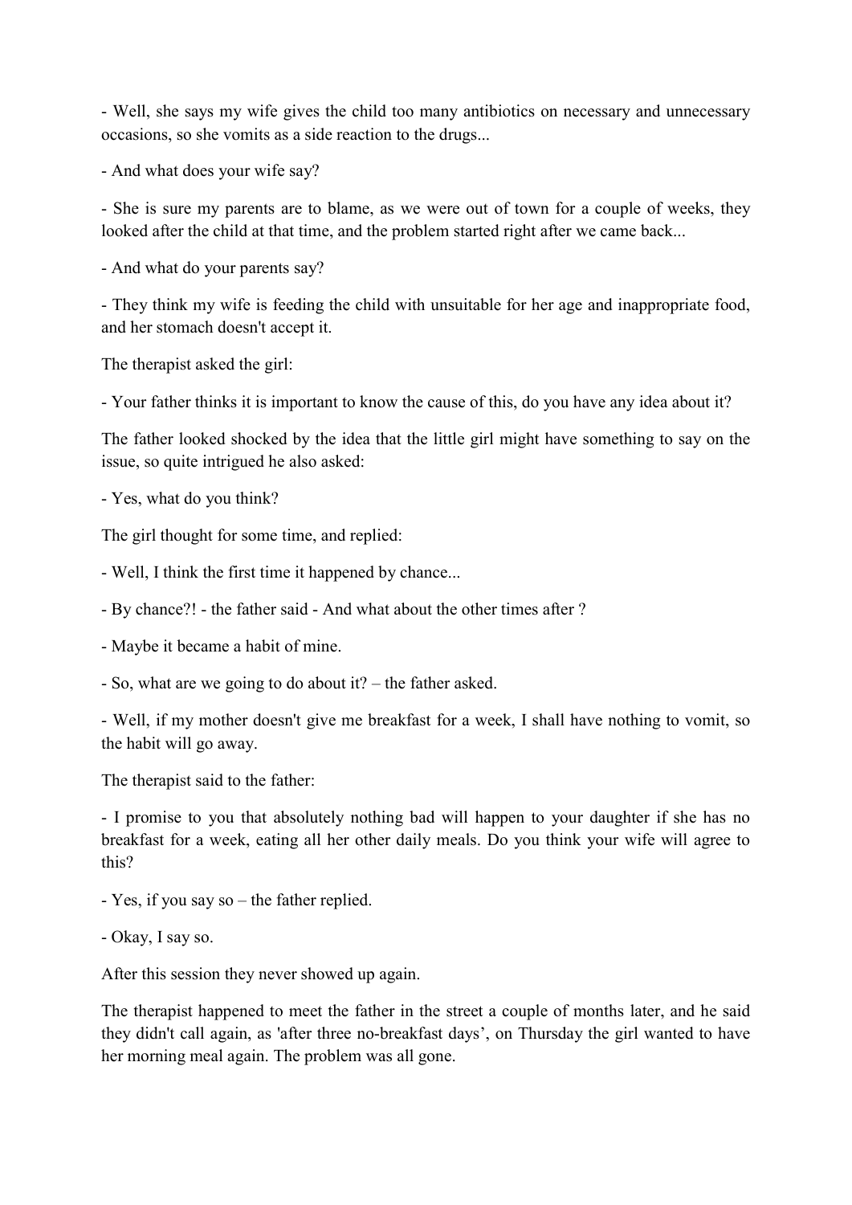- Well, she says my wife gives the child too many antibiotics on necessary and unnecessary occasions, so she vomits as a side reaction to the drugs...

- And what does your wife say?

- She is sure my parents are to blame, as we were out of town for a couple of weeks, they looked after the child at that time, and the problem started right after we came back...

- And what do your parents say?

- They think my wife is feeding the child with unsuitable for her age and inappropriate food, and her stomach doesn't accept it.

The therapist asked the girl:

- Your father thinks it is important to know the cause of this, do you have any idea about it?

The father looked shocked by the idea that the little girl might have something to say on the issue, so quite intrigued he also asked:

- Yes, what do you think?

The girl thought for some time, and replied:

- Well, I think the first time it happened by chance...

- By chance?! - the father said - And what about the other times after ?

- Maybe it became a habit of mine.

- So, what are we going to do about it? – the father asked.

- Well, if my mother doesn't give me breakfast for a week, I shall have nothing to vomit, so the habit will go away.

The therapist said to the father:

- I promise to you that absolutely nothing bad will happen to your daughter if she has no breakfast for a week, eating all her other daily meals. Do you think your wife will agree to this?

- Yes, if you say so – the father replied.

- Okay, I say so.

After this session they never showed up again.

The therapist happened to meet the father in the street a couple of months later, and he said they didn't call again, as 'after three no-breakfast days', on Thursday the girl wanted to have her morning meal again. The problem was all gone.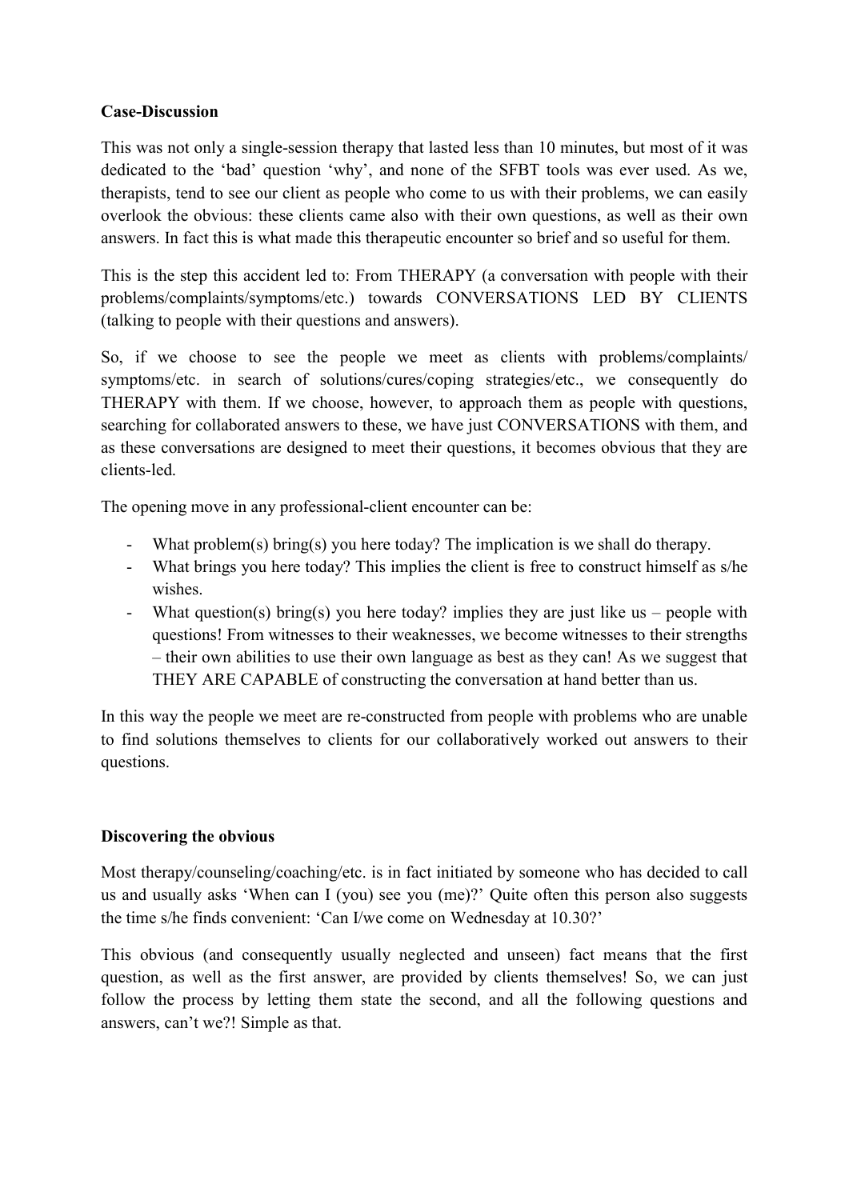**Case-Discussion**

This was not only a single-session therapy that lasted less than 10 minutes, but most of it was dedicated to the 'bad' question 'why', and none of the SFBT tools was ever used. As we, therapists, tend to see our client as people who come to us with their problems, we can easily overlook the obvious: these clients came also with their own questions, as well as their own answers. In fact this is what made this therapeutic encounter so brief and so useful for them.

This is the step this accident led to: From THERAPY (a conversation with people with their problems/complaints/symptoms/etc.) towards CONVERSATIONS LED BY CLIENTS (talking to people with their questions and answers).

So, if we choose to see the people we meet as clients with problems/complaints/symptoms/etc. in search of solutions/cures/coping strategies/etc., we consequently do THERAPY with them. If we choose, however, to approach them as people with questions, searching for collaborated answers to these, we have just CONVERSATIONS with them, and as these conversations are designed to meet their questions, it becomes obvious that they are clients-led.

The opening move in any professional-client encounter can be:

- What problem(s) bring(s) you here today? The implication is we shall do therapy.
- What brings you here today? This implies the client is free to construct himself as s/he wishes.
- What question(s) bring(s) you here today? implies they are just like us – people with questions! From witnesses to their weaknesses, we become witnesses to their strengths – their own abilities to use their own language as best as they can! As we suggest that THEY ARE CAPABLE of constructing the conversation at hand better than us.

In this way the people we meet are re-constructed from people with problems who are unable to find solutions themselves to clients for our collaboratively worked out answers to their questions.

**Discovering the obvious**

Most therapy/counseling/coaching/etc. is in fact initiated by someone who has decided to call us and usually asks 'When can I (you) see you (me)?' Quite often this person also suggests the time s/he finds convenient: 'Can I/we come on Wednesday at 10.30?'

This obvious (and consequently usually neglected and unseen) fact means that the first question, as well as the first answer, are provided by clients themselves! So, we can just follow the process by letting them state the second, and all the following questions and answers, can't we?! Simple as that.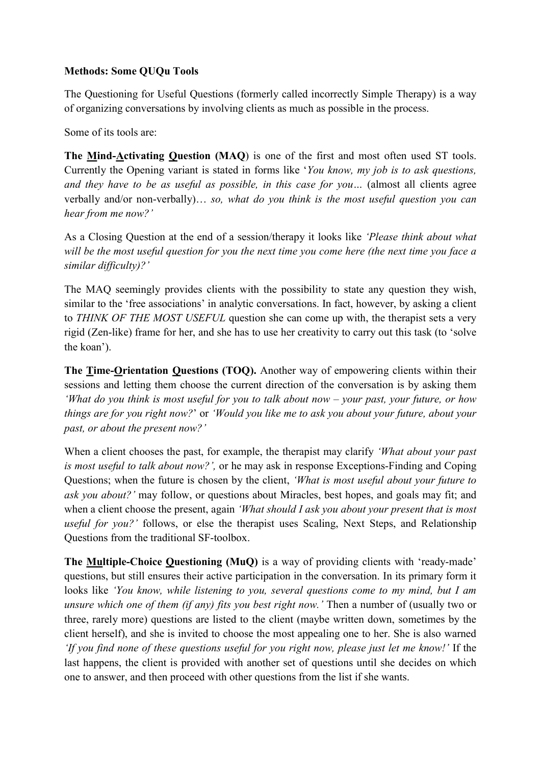**Methods: Some QUQu Tools**

The Questioning for Useful Questions (formerly called incorrectly Simple Therapy) is a way of organizing conversations by involving clients as much as possible in the process.

Some of its tools are:

**The <u>M</u>ind-<u>A</u>ctivating <u>Q</u>uestion (MAQ**) is one of the first and most often used ST tools. Currently the Opening variant is stated in forms like '*You know, my job is to ask questions, and they have to be as useful as possible, in this case for you…* (almost all clients agree verbally and/or non-verbally)… *so, what do you think is the most useful question you can hear from me now?'*

As a Closing Question at the end of a session/therapy it looks like *'Please think about what will be the most useful question for you the next time you come here (the next time you face a similar difficulty)?'*

The MAQ seemingly provides clients with the possibility to state any question they wish, similar to the 'free associations' in analytic conversations. In fact, however, by asking a client to *THINK OF THE MOST USEFUL* question she can come up with, the therapist sets a very rigid (Zen-like) frame for her, and she has to use her creativity to carry out this task (to 'solve the koan').

**The <u>T</u>ime-<u>O</u>rientation <u>Q</u>uestions (TOQ).** Another way of empowering clients within their sessions and letting them choose the current direction of the conversation is by asking them *'What do you think is most useful for you to talk about now – your past, your future, or how things are for you right now?*' or *'Would you like me to ask you about your future, about your past, or about the present now?'*

When a client chooses the past, for example, the therapist may clarify *'What about your past is most useful to talk about now?',* or he may ask in response Exceptions-Finding and Coping Questions; when the future is chosen by the client, *'What is most useful about your future to ask you about?'* may follow, or questions about Miracles, best hopes, and goals may fit; and when a client choose the present, again *'What should I ask you about your present that is most useful for you?'* follows, or else the therapist uses Scaling, Next Steps, and Relationship Questions from the traditional SF-toolbox.

**The <u>Mu</u>ltiple-Choice <u>Q</u>uestioning (MuQ)** is a way of providing clients with 'ready-made' questions, but still ensures their active participation in the conversation. In its primary form it looks like *'You know, while listening to you, several questions come to my mind, but I am unsure which one of them (if any) fits you best right now.'* Then a number of (usually two or three, rarely more) questions are listed to the client (maybe written down, sometimes by the client herself), and she is invited to choose the most appealing one to her. She is also warned *'If you find none of these questions useful for you right now, please just let me know!'* If the last happens, the client is provided with another set of questions until she decides on which one to answer, and then proceed with other questions from the list if she wants.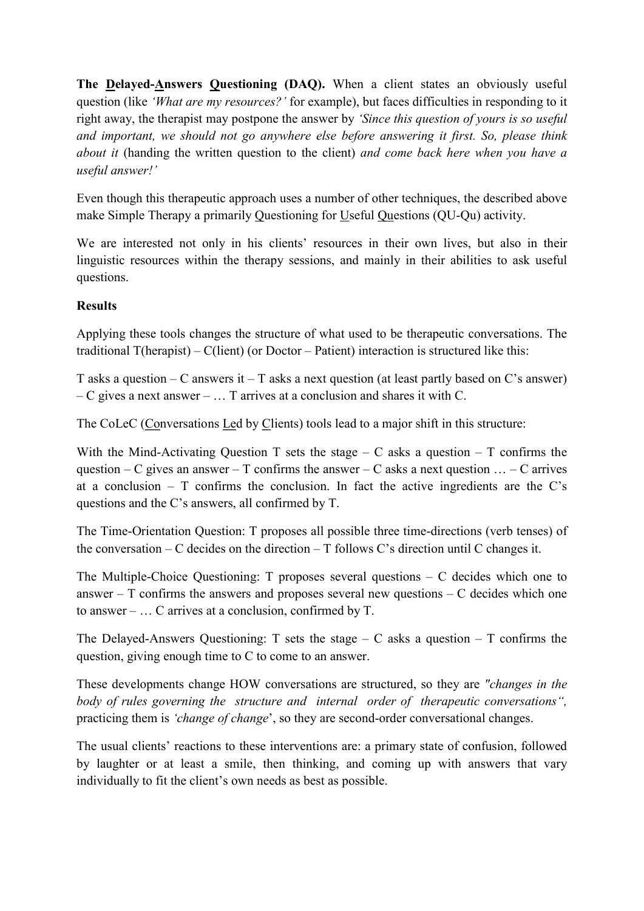**The Delayed-Answers Questioning (DAQ).** When a client states an obviously useful question (like *'What are my resources?'* for example), but faces difficulties in responding to it right away, the therapist may postpone the answer by *'Since this question of yours is so useful and important, we should not go anywhere else before answering it first. So, please think about it* (handing the written question to the client) *and come back here when you have a useful answer!'*

Even though this therapeutic approach uses a number of other techniques, the described above make Simple Therapy a primarily Questioning for Useful Questions (QU-Qu) activity.

We are interested not only in his clients' resources in their own lives, but also in their linguistic resources within the therapy sessions, and mainly in their abilities to ask useful questions.

**Results**

Applying these tools changes the structure of what used to be therapeutic conversations. The traditional T(herapist) – C(lient) (or Doctor – Patient) interaction is structured like this:

T asks a question – C answers it – T asks a next question (at least partly based on C's answer) – C gives a next answer – … T arrives at a conclusion and shares it with C.

The CoLeC (Conversations Led by Clients) tools lead to a major shift in this structure:

With the Mind-Activating Question T sets the stage – C asks a question – T confirms the question – C gives an answer – T confirms the answer – C asks a next question … – C arrives at a conclusion – T confirms the conclusion. In fact the active ingredients are the C's questions and the C's answers, all confirmed by T.

The Time-Orientation Question: T proposes all possible three time-directions (verb tenses) of the conversation – C decides on the direction – T follows C's direction until C changes it.

The Multiple-Choice Questioning: T proposes several questions – C decides which one to answer – T confirms the answers and proposes several new questions – C decides which one to answer – … C arrives at a conclusion, confirmed by T.

The Delayed-Answers Questioning: T sets the stage – C asks a question – T confirms the question, giving enough time to C to come to an answer.

These developments change HOW conversations are structured, so they are *"changes in the body of rules governing the structure and internal order of therapeutic conversations",* practicing them is *'change of change'*, so they are second-order conversational changes.

The usual clients' reactions to these interventions are: a primary state of confusion, followed by laughter or at least a smile, then thinking, and coming up with answers that vary individually to fit the client's own needs as best as possible.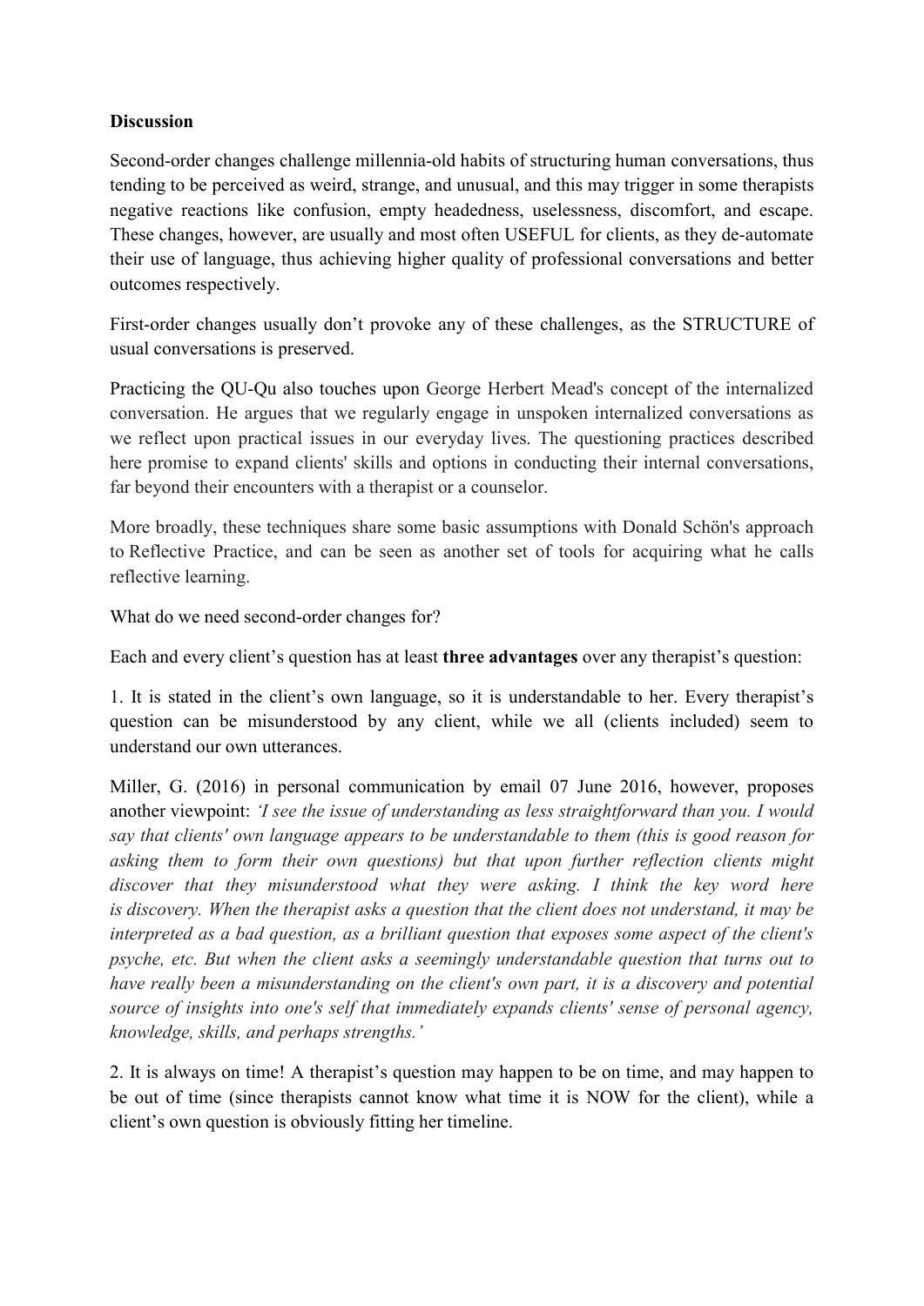**Discussion**

Second-order changes challenge millennia-old habits of structuring human conversations, thus tending to be perceived as weird, strange, and unusual, and this may trigger in some therapists negative reactions like confusion, empty headedness, uselessness, discomfort, and escape. These changes, however, are usually and most often USEFUL for clients, as they de-automate their use of language, thus achieving higher quality of professional conversations and better outcomes respectively.

First-order changes usually don't provoke any of these challenges, as the STRUCTURE of usual conversations is preserved.

Practicing the QU-Qu also touches upon George Herbert Mead's concept of the internalized conversation. He argues that we regularly engage in unspoken internalized conversations as we reflect upon practical issues in our everyday lives. The questioning practices described here promise to expand clients' skills and options in conducting their internal conversations, far beyond their encounters with a therapist or a counselor.

More broadly, these techniques share some basic assumptions with Donald Schön's approach to Reflective Practice, and can be seen as another set of tools for acquiring what he calls reflective learning.

What do we need second-order changes for?

Each and every client's question has at least **three advantages** over any therapist's question:

1. It is stated in the client's own language, so it is understandable to her. Every therapist's question can be misunderstood by any client, while we all (clients included) seem to understand our own utterances.

Miller, G. (2016) in personal communication by email 07 June 2016, however, proposes another viewpoint: *'I see the issue of understanding as less straightforward than you. I would say that clients' own language appears to be understandable to them (this is good reason for asking them to form their own questions) but that upon further reflection clients might discover that they misunderstood what they were asking. I think the key word here is discovery. When the therapist asks a question that the client does not understand, it may be interpreted as a bad question, as a brilliant question that exposes some aspect of the client's psyche, etc. But when the client asks a seemingly understandable question that turns out to have really been a misunderstanding on the client's own part, it is a discovery and potential source of insights into one's self that immediately expands clients' sense of personal agency, knowledge, skills, and perhaps strengths.'*

2. It is always on time! A therapist's question may happen to be on time, and may happen to be out of time (since therapists cannot know what time it is NOW for the client), while a client's own question is obviously fitting her timeline.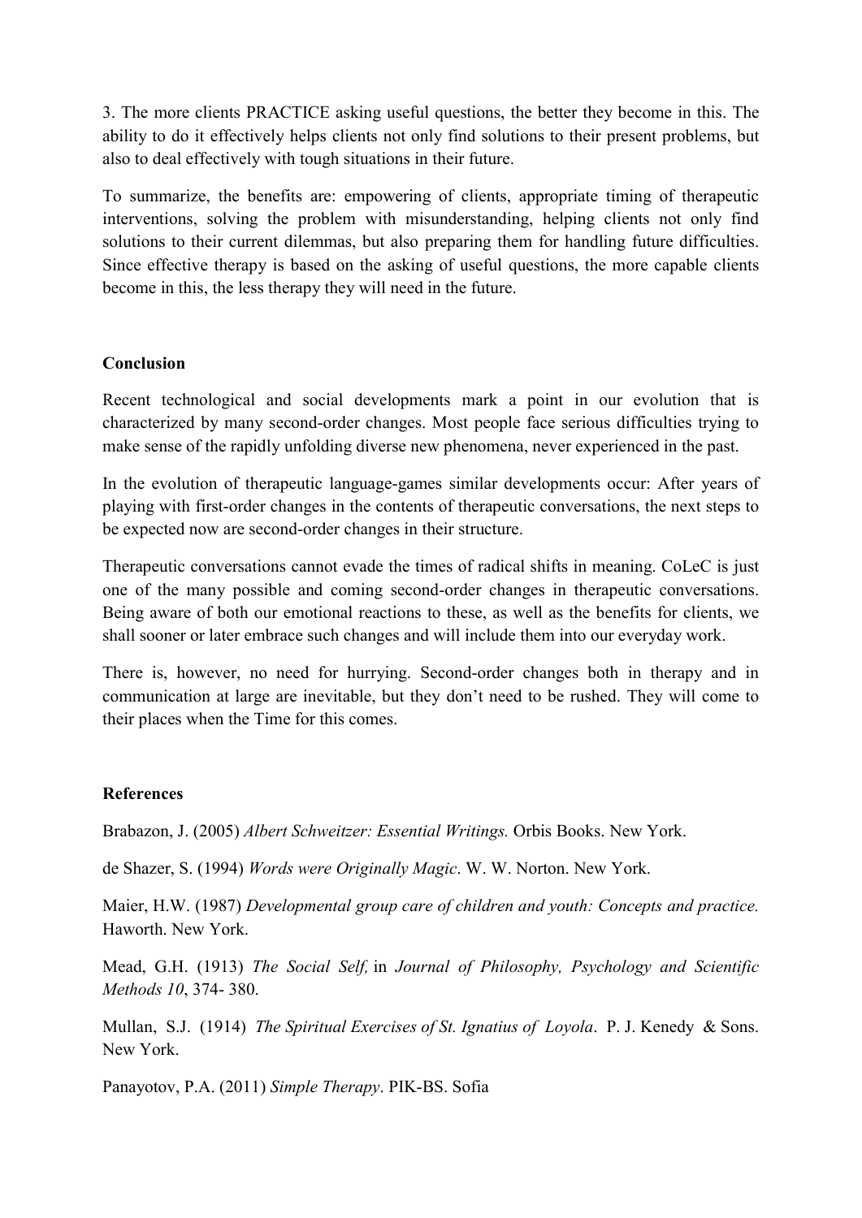3. The more clients PRACTICE asking useful questions, the better they become in this. The ability to do it effectively helps clients not only find solutions to their present problems, but also to deal effectively with tough situations in their future.

To summarize, the benefits are: empowering of clients, appropriate timing of therapeutic interventions, solving the problem with misunderstanding, helping clients not only find solutions to their current dilemmas, but also preparing them for handling future difficulties. Since effective therapy is based on the asking of useful questions, the more capable clients become in this, the less therapy they will need in the future.

**Conclusion**

Recent technological and social developments mark a point in our evolution that is characterized by many second-order changes. Most people face serious difficulties trying to make sense of the rapidly unfolding diverse new phenomena, never experienced in the past.

In the evolution of therapeutic language-games similar developments occur: After years of playing with first-order changes in the contents of therapeutic conversations, the next steps to be expected now are second-order changes in their structure.

Therapeutic conversations cannot evade the times of radical shifts in meaning. CoLeC is just one of the many possible and coming second-order changes in therapeutic conversations. Being aware of both our emotional reactions to these, as well as the benefits for clients, we shall sooner or later embrace such changes and will include them into our everyday work.

There is, however, no need for hurrying. Second-order changes both in therapy and in communication at large are inevitable, but they don't need to be rushed. They will come to their places when the Time for this comes.

**References**

Brabazon, J. (2005) *Albert Schweitzer: Essential Writings.* Orbis Books. New York.

de Shazer, S. (1994) *Words were Originally Magic*. W. W. Norton. New York.

Maier, H.W. (1987) *Developmental group care of children and youth: Concepts and practice.* Haworth. New York.

Mead, G.H. (1913) *The Social Self,* in *Journal of Philosophy, Psychology and Scientific Methods 10*, 374- 380.

Mullan, S.J. (1914) *The Spiritual Exercises of St. Ignatius of Loyola*. P. J. Kenedy & Sons. New York.

Panayotov, P.A. (2011) *Simple Therapy*. PIK-BS. Sofia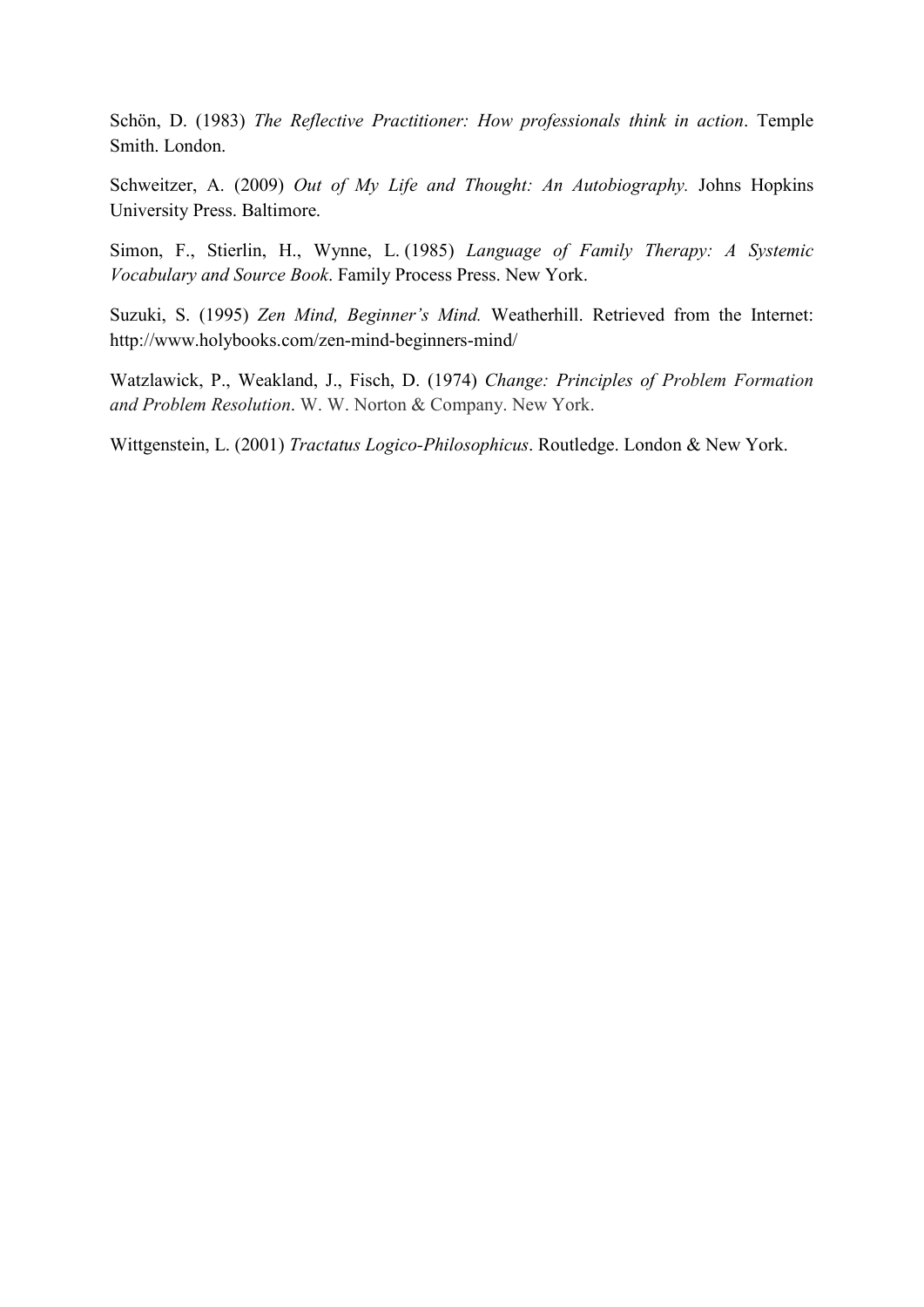Schön, D. (1983) *The Reflective Practitioner: How professionals think in action*. Temple Smith. London.

Schweitzer, A. (2009) *Out of My Life and Thought: An Autobiography.* Johns Hopkins University Press. Baltimore.

Simon, F., Stierlin, H., Wynne, L. (1985) *Language of Family Therapy: A Systemic Vocabulary and Source Book*. Family Process Press. New York.

Suzuki, S. (1995) *Zen Mind, Beginner's Mind.* Weatherhill. Retrieved from the Internet: http://www.holybooks.com/zen-mind-beginners-mind/

Watzlawick, P., Weakland, J., Fisch, D. (1974) *Change: Principles of Problem Formation and Problem Resolution*. W. W. Norton & Company. New York.

Wittgenstein, L. (2001) *Tractatus Logico-Philosophicus*. Routledge. London & New York.